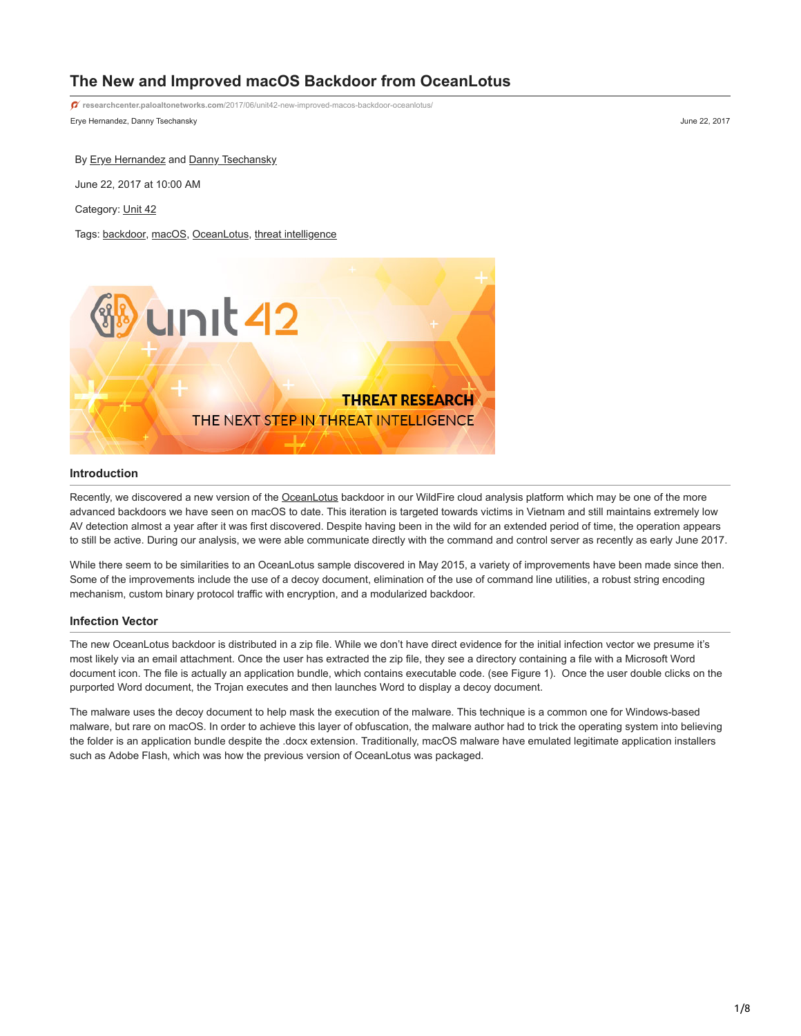# The New and Improved macOS Backdoor from OceanLotus

researchcenter.paloaltonetworks.com/2017/06/unit42-new-improved-macos-backdoor-oceanlotus/

Erye Hernandez, Danny Tschansky

June 22, 2017

By Erye Hernandez and Danny Tschansky

June 22, 2017 at 10:00 AM

Category: Unit 42

Tags: backdoor, macOS, OceanLotus, threat intelligence

## Introduction

Recently, we discovered a new version of the OceanLotus backdoor in our WildFire cloud analysis platform which may be one of the more advanced backdoors we have seen on macOS to date. This iteration is targeted towards victims in Vietnam and still maintains extremely low AV detection almost a year after it was first discovered. Despite having been in the wild for an extended period of time, the operation appears to still be active. During our analysis, we were able communicate directly with the command and control server as recently as early June 2017.

While there seem to be similarities to an OceanLotus sample discovered in May 2015, a variety of improvements have been made since then. Some of the improvements include the use of a decoy document, elimination of the use of command line utilities, a robust string encoding mechanism, custom binary protocol traffic with encryption, and a modularized backdoor.

## Infection Vector

The new OceanLotus backdoor is distributed in a zip file. While we don't have direct evidence for the initial infection vector we presume it's most likely via an email attachment. Once the user has extracted the zip file, they see a directory containing a file with a Microsoft Word document icon. The file is actually an application bundle, which contains executable code. (see Figure 1). Once the user double clicks on the purported Word document, the Trojan executes and then launches Word to display a decoy document.

The malware uses the decoy document to help mask the execution of the malware. This technique is a common one for Windows-based malware, but rare on macOS. In order to achieve this layer of obfuscation, the malware author had to trick the operating system into believing the folder is an application bundle despite the .docx extension. Traditionally, macOS malware have emulated legitimate application installers such as Adobe Flash, which was how the previous version of OceanLotus was packaged.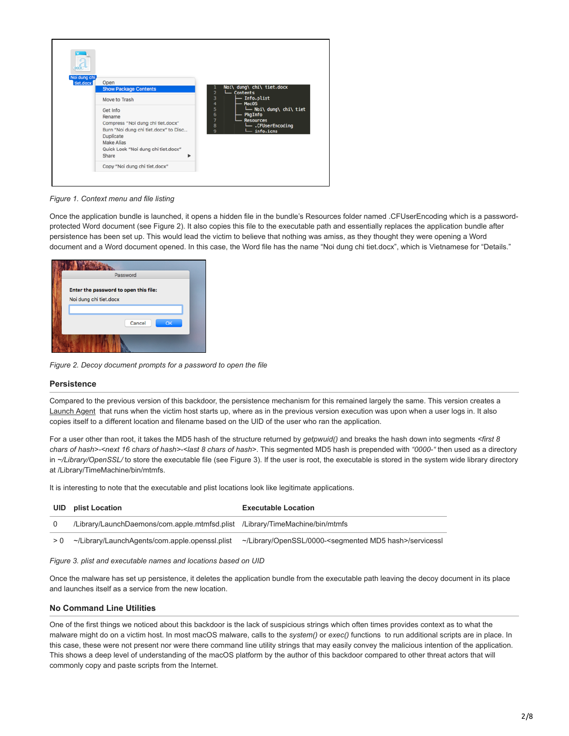*Figure 1. Context menu and file listing*

Once the application bundle is launched, it opens a hidden file in the bundle's Resources folder named .CFUserEncoding which is a password-protected Word document (see Figure 2). It also copies this file to the executable path and essentially replaces the application bundle after persistence has been set up. This would lead the victim to believe that nothing was amiss, as they thought they were opening a Word document and a Word document opened. In this case, the Word file has the name "Noi dung chi tiet.docx", which is Vietnamese for "Details."

*Figure 2. Decoy document prompts for a password to open the file*

### Persistence

Compared to the previous version of this backdoor, the persistence mechanism for this remained largely the same. This version creates a Launch Agent that runs when the victim host starts up, where as in the previous version execution was upon when a user logs in. It also copies itself to a different location and filename based on the UID of the user who ran the application.

For a user other than root, it takes the MD5 hash of the structure returned by *getpwuid()* and breaks the hash down into segments *<first 8 chars of hash>-<next 16 chars of hash>-<last 8 chars of hash>*. This segmented MD5 hash is prepended with *"0000-"* then used as a directory in *~/Library/OpenSSL/* to store the executable file (see Figure 3). If the user is root, the executable is stored in the system wide library directory at /Library/TimeMachine/bin/mtmfs.

It is interesting to note that the executable and plist locations look like legitimate applications.

| UID | plist Location | Executable Location |
| --- | --- | --- |
| 0 | /Library/LaunchDaemons/com.apple.mtmfsd.plist | /Library/TimeMachine/bin/mtmfs |
| > 0 | ~/Library/LaunchAgents/com.apple.openssl.plist | ~/Library/OpenSSL/0000-<segmented MD5 hash>/servicessl |

*Figure 3. plist and executable names and locations based on UID*

Once the malware has set up persistence, it deletes the application bundle from the executable path leaving the decoy document in its place and launches itself as a service from the new location.

### No Command Line Utilities

One of the first things we noticed about this backdoor is the lack of suspicious strings which often times provides context as to what the malware might do on a victim host. In most macOS malware, calls to the *system()* or *exec()* functions to run additional scripts are in place. In this case, these were not present nor were there command line utility strings that may easily convey the malicious intention of the application. This shows a deep level of understanding of the macOS platform by the author of this backdoor compared to other threat actors that will commonly copy and paste scripts from the Internet.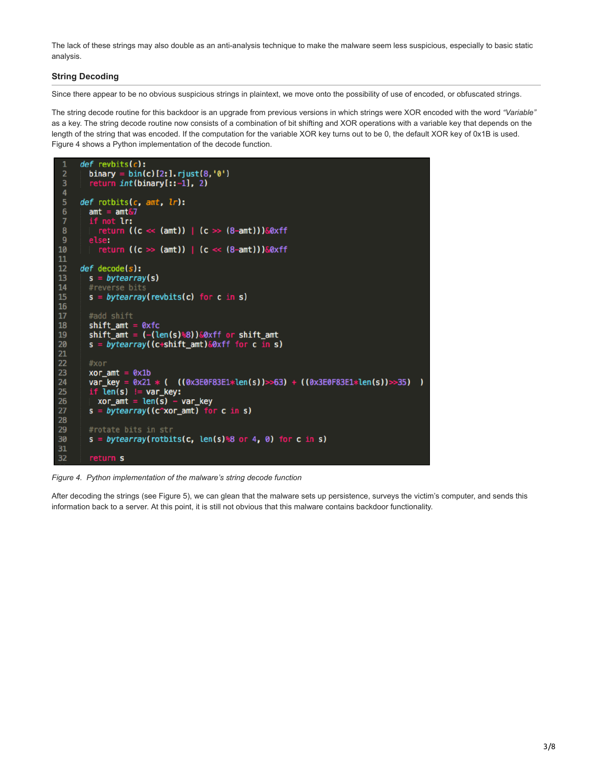The lack of these strings may also double as an anti-analysis technique to make the malware seem less suspicious, especially to basic static analysis.

### String Decoding

Since there appear to be no obvious suspicious strings in plaintext, we move onto the possibility of use of encoded, or obfuscated strings.

The string decode routine for this backdoor is an upgrade from previous versions in which strings were XOR encoded with the word *"Variable"* as a key. The string decode routine now consists of a combination of bit shifting and XOR operations with a variable key that depends on the length of the string that was encoded. If the computation for the variable XOR key turns out to be 0, the default XOR key of 0x1B is used. Figure 4 shows a Python implementation of the decode function.

```python
def revbits(c):
    binary = bin(c)[2:].rjust(8,'0')
    return int(binary[::-1], 2)

def rotbits(c, amt, lr):
    amt = amt&7
    if not lr:
        return ((c << (amt)) | (c >> (8-amt)))&0xff
    else:
        return ((c >> (amt)) | (c << (8-amt)))&0xff

def decode(s):
    s = bytearray(s)
    #reverse bits
    s = bytearray(revbits(c) for c in s)

    #add shift
    shift_amt = 0xfc
    shift_amt = (-(len(s)%8))&0xff or shift_amt
    s = bytearray((c+shift_amt)&0xff for c in s)

    #xor
    xor_amt = 0x1b
    var_key = 0x21 * (  ((0x3E0F83E1*len(s))>>63) + ((0x3E0F83E1*len(s))>>35)  )
    if len(s) != var_key:
        xor_amt = len(s) - var_key
    s = bytearray((c^xor_amt) for c in s)

    #rotate bits in str
    s = bytearray(rotbits(c, len(s)%8 or 4, 0) for c in s)

    return s
```

*Figure 4. Python implementation of the malware's string decode function*

After decoding the strings (see Figure 5), we can glean that the malware sets up persistence, surveys the victim's computer, and sends this information back to a server. At this point, it is still not obvious that this malware contains backdoor functionality.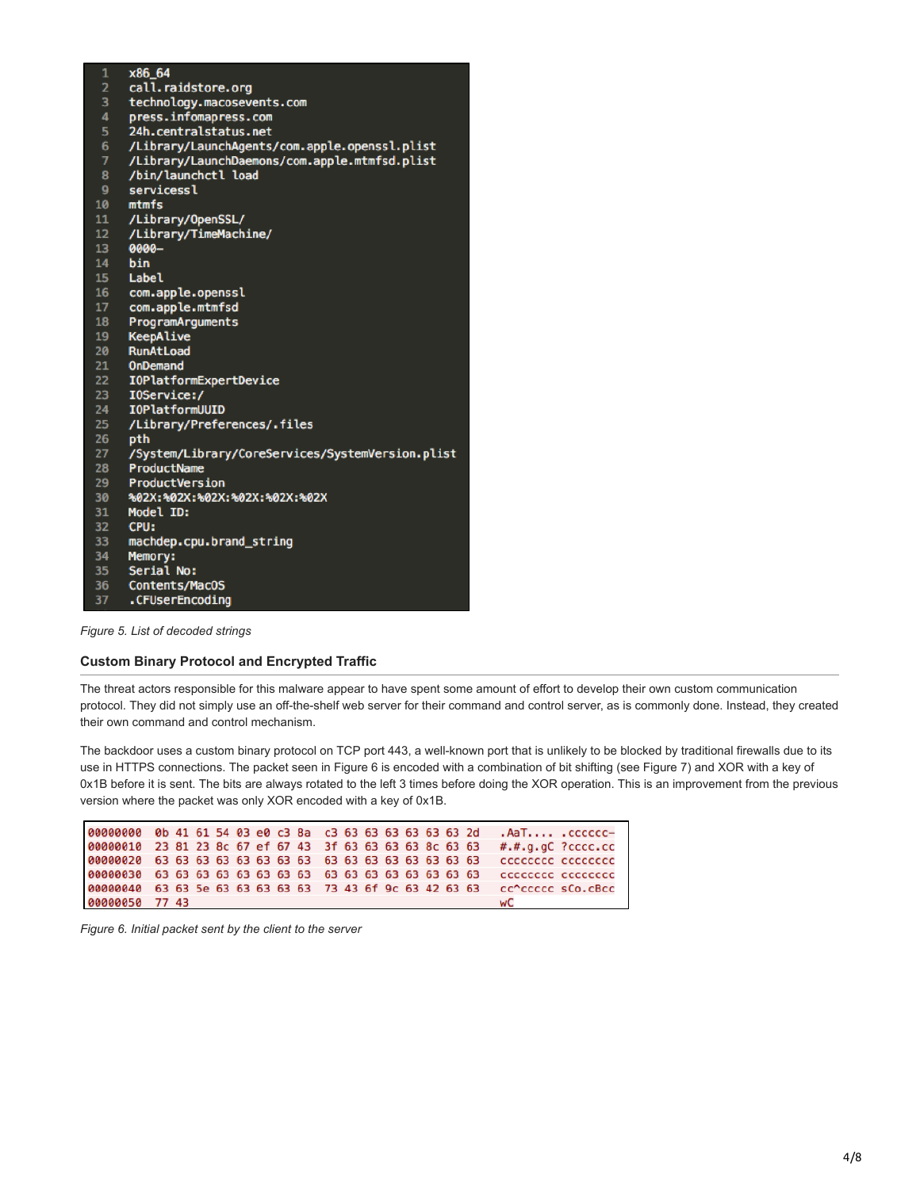```
1   x86_64
2   call.raidstore.org
3   technology.macosevents.com
4   press.infomapress.com
5   24h.centralstatus.net
6   /Library/LaunchAgents/com.apple.openssl.plist
7   /Library/LaunchDaemons/com.apple.mtmfsd.plist
8   /bin/launchctl load
9   servicessl
10  mtmfs
11  /Library/OpenSSL/
12  /Library/TimeMachine/
13  0000-
14  bin
15  Label
16  com.apple.openssl
17  com.apple.mtmfsd
18  ProgramArguments
19  KeepAlive
20  RunAtLoad
21  OnDemand
22  IOPlatformExpertDevice
23  IOService:/
24  IOPlatformUUID
25  /Library/Preferences/.files
26  pth
27  /System/Library/CoreServices/SystemVersion.plist
28  ProductName
29  ProductVersion
30  %02X:%02X:%02X:%02X:%02X:%02X
31  Model ID:
32  CPU:
33  machdep.cpu.brand_string
34  Memory:
35  Serial No:
36  Contents/MacOS
37  .CFUserEncoding
```

*Figure 5. List of decoded strings*

### Custom Binary Protocol and Encrypted Traffic

The threat actors responsible for this malware appear to have spent some amount of effort to develop their own custom communication protocol. They did not simply use an off-the-shelf web server for their command and control server, as is commonly done. Instead, they created their own command and control mechanism.

The backdoor uses a custom binary protocol on TCP port 443, a well-known port that is unlikely to be blocked by traditional firewalls due to its use in HTTPS connections. The packet seen in Figure 6 is encoded with a combination of bit shifting (see Figure 7) and XOR with a key of 0x1B before it is sent. The bits are always rotated to the left 3 times before doing the XOR operation. This is an improvement from the previous version where the packet was only XOR encoded with a key of 0x1B.

```
00000000  0b 41 61 54 03 e0 c3 8a  c3 63 63 63 63 63 63 2d   .AaT.... .cccccc-
00000010  23 81 23 8c 67 ef 67 43  3f 63 63 63 63 8c 63 63   #.#.g.gC ?cccc.cc
00000020  63 63 63 63 63 63 63 63  63 63 63 63 63 63 63 63   cccccccc cccccccc
00000030  63 63 63 63 63 63 63 63  63 63 63 63 63 63 63 63   cccccccc cccccccc
00000040  63 63 5e 63 63 63 63 63  73 43 6f 9c 63 42 63 63   cc^ccccc sCo.cBcc
00000050  77 43                                              wC
```

*Figure 6. Initial packet sent by the client to the server*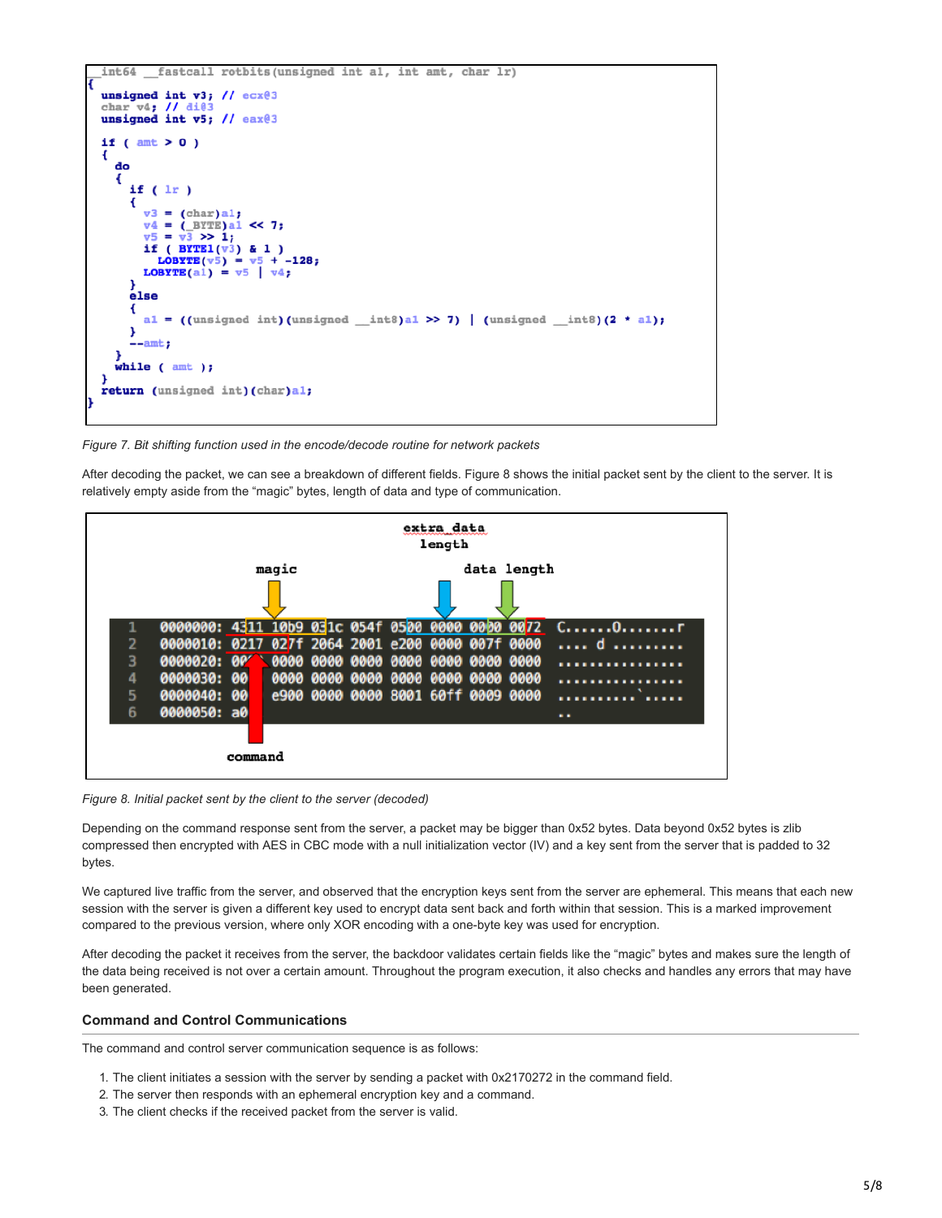```
__int64 __fastcall rotbits(unsigned int a1, int amt, char lr)
{
  unsigned int v3; // ecx@3
  char v4; // di@3
  unsigned int v5; // eax@3

  if ( amt > 0 )
  {
    do
    {
      if ( lr )
      {
        v3 = (char)a1;
        v4 = (_BYTE)a1 << 7;
        v5 = v3 >> 1;
        if ( BYTE1(v3) & 1 )
          LOBYTE(v5) = v5 + -128;
        LOBYTE(a1) = v5 | v4;
      }
      else
      {
        a1 = ((unsigned int)(unsigned __int8)a1 >> 7) | (unsigned __int8)(2 * a1);
      }
      --amt;
    }
    while ( amt );
  }
  return (unsigned int)(char)a1;
}
```

*Figure 7. Bit shifting function used in the encode/decode routine for network packets*

After decoding the packet, we can see a breakdown of different fields. Figure 8 shows the initial packet sent by the client to the server. It is relatively empty aside from the "magic" bytes, length of data and type of communication.

```
                                    extra_data
                                      length
                 magic                          data length

1  0000000: 4311 10b9 031c 054f 0500 0000 0000 0072  C......O.......r
2  0000010: 0217 027f 2064 2001 e200 0000 007f 0000  .... d .........
3  0000020: 0000 0000 0000 0000 0000 0000 0000 0000  ................
4  0000030: 0000 0000 0000 0000 0000 0000 0000 0000  ................
5  0000040: 0000 e900 0000 0000 8001 60ff 0009 0000  ..........`.....
6  0000050: a0                                       ..

                 command
```

*Figure 8. Initial packet sent by the client to the server (decoded)*

Depending on the command response sent from the server, a packet may be bigger than 0x52 bytes. Data beyond 0x52 bytes is zlib compressed then encrypted with AES in CBC mode with a null initialization vector (IV) and a key sent from the server that is padded to 32 bytes.

We captured live traffic from the server, and observed that the encryption keys sent from the server are ephemeral. This means that each new session with the server is given a different key used to encrypt data sent back and forth within that session. This is a marked improvement compared to the previous version, where only XOR encoding with a one-byte key was used for encryption.

After decoding the packet it receives from the server, the backdoor validates certain fields like the "magic" bytes and makes sure the length of the data being received is not over a certain amount. Throughout the program execution, it also checks and handles any errors that may have been generated.

### Command and Control Communications

The command and control server communication sequence is as follows:

1. The client initiates a session with the server by sending a packet with 0x2170272 in the command field.
2. The server then responds with an ephemeral encryption key and a command.
3. The client checks if the received packet from the server is valid.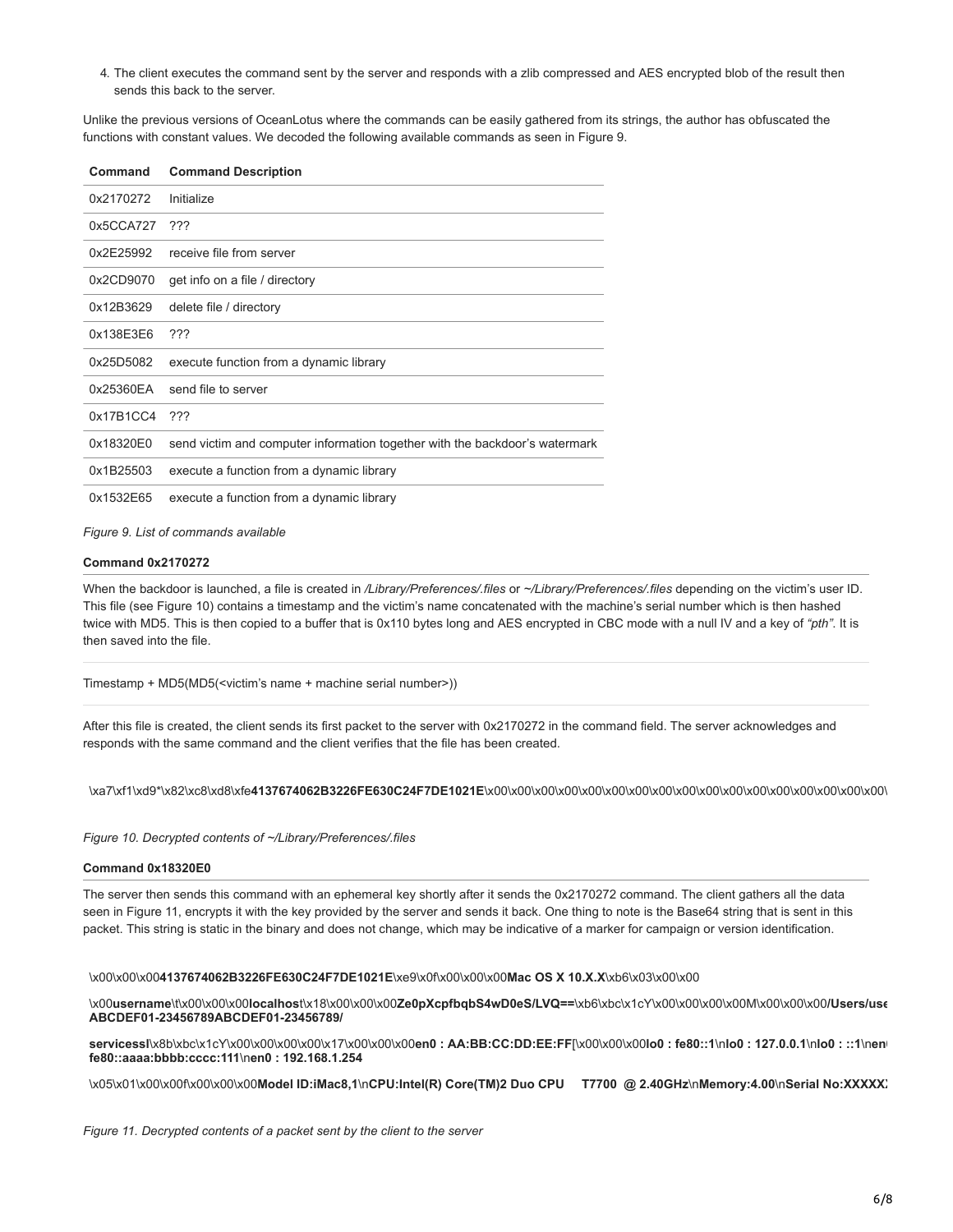4. The client executes the command sent by the server and responds with a zlib compressed and AES encrypted blob of the result then sends this back to the server.

Unlike the previous versions of OceanLotus where the commands can be easily gathered from its strings, the author has obfuscated the functions with constant values. We decoded the following available commands as seen in Figure 9.

| Command | Command Description |
|---|---|
| 0x2170272 | Initialize |
| 0x5CCA727 | ??? |
| 0x2E25992 | receive file from server |
| 0x2CD9070 | get info on a file / directory |
| 0x12B3629 | delete file / directory |
| 0x138E3E6 | ??? |
| 0x25D5082 | execute function from a dynamic library |
| 0x25360EA | send file to server |
| 0x17B1CC4 | ??? |
| 0x18320E0 | send victim and computer information together with the backdoor's watermark |
| 0x1B25503 | execute a function from a dynamic library |
| 0x1532E65 | execute a function from a dynamic library |

*Figure 9. List of commands available*

**Command 0x2170272**

When the backdoor is launched, a file is created in */Library/Preferences/.files* or *~/Library/Preferences/.files* depending on the victim's user ID. This file (see Figure 10) contains a timestamp and the victim's name concatenated with the machine's serial number which is then hashed twice with MD5. This is then copied to a buffer that is 0x110 bytes long and AES encrypted in CBC mode with a null IV and a key of *"pth"*. It is then saved into the file.

```
Timestamp + MD5(MD5(<victim's name + machine serial number>))
```

After this file is created, the client sends its first packet to the server with 0x2170272 in the command field. The server acknowledges and responds with the same command and the client verifies that the file has been created.

```
\xa7\xf1\xd9*\x82\xc8\xd8\xfe4137674062B3226FE630C24F7DE1021E\x00\x00\x00\x00\x00\x00\x00\x00\x00\x00\x00\x00\x00\x00\x00\x00\x00\
```

*Figure 10. Decrypted contents of ~/Library/Preferences/.files*

**Command 0x18320E0**

The server then sends this command with an ephemeral key shortly after it sends the 0x2170272 command. The client gathers all the data seen in Figure 11, encrypts it with the key provided by the server and sends it back. One thing to note is the Base64 string that is sent in this packet. This string is static in the binary and does not change, which may be indicative of a marker for campaign or version identification.

```
\x00\x00\x004137674062B3226FE630C24F7DE1021E\xe9\x0f\x00\x00\x00Mac OS X 10.X.X\xb6\x03\x00\x00

\x00username\t\x00\x00\x00localhost\x18\x00\x00\x00Ze0pXcpfbqbS4wD0eS/LVQ==\xb6\xbc\x1cY\x00\x00\x00\x00M\x00\x00\x00/Users/use
ABCDEF01-23456789ABCDEF01-23456789/

servicessl\x8b\xbc\x1cY\x00\x00\x00\x00\x17\x00\x00\x00en0 : AA:BB:CC:DD:EE:FF[\x00\x00\x00lo0 : fe80::1\nlo0 : 127.0.0.1\nlo0 : ::1\nen
fe80::aaaa:bbbb:cccc:111\nen0 : 192.168.1.254

\x05\x01\x00\x00f\x00\x00\x00Model ID:iMac8,1\nCPU:Intel(R) Core(TM)2 Duo CPU     T7700  @ 2.40GHz\nMemory:4.00\nSerial No:XXXXX
```

*Figure 11. Decrypted contents of a packet sent by the client to the server*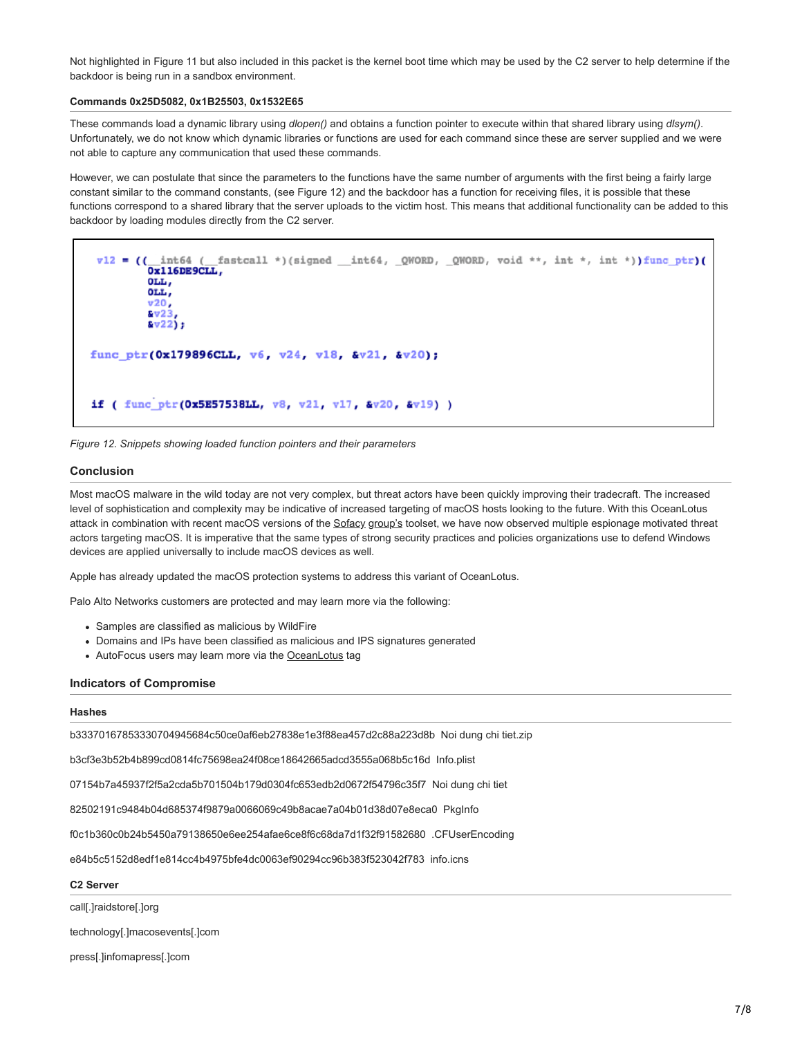Not highlighted in Figure 11 but also included in this packet is the kernel boot time which may be used by the C2 server to help determine if the backdoor is being run in a sandbox environment.

### Commands 0x25D5082, 0x1B25503, 0x1532E65

These commands load a dynamic library using *dlopen()* and obtains a function pointer to execute within that shared library using *dlsym()*. Unfortunately, we do not know which dynamic libraries or functions are used for each command since these are server supplied and we were not able to capture any communication that used these commands.

However, we can postulate that since the parameters to the functions have the same number of arguments with the first being a fairly large constant similar to the command constants, (see Figure 12) and the backdoor has a function for receiving files, it is possible that these functions correspond to a shared library that the server uploads to the victim host. This means that additional functionality can be added to this backdoor by loading modules directly from the C2 server.

```
v12 = ((__int64 (__fastcall *)(signed __int64, _QWORD, _QWORD, void **, int *, int *))func_ptr)(
        0x116DE9CLL,
        0LL,
        0LL,
        v20,
        &v23,
        &v22);

func_ptr(0x179896CLL, v6, v24, v18, &v21, &v20);


if ( func_ptr(0x5E57538LL, v8, v21, v17, &v20, &v19) )
```

*Figure 12. Snippets showing loaded function pointers and their parameters*

## Conclusion

Most macOS malware in the wild today are not very complex, but threat actors have been quickly improving their tradecraft. The increased level of sophistication and complexity may be indicative of increased targeting of macOS hosts looking to the future. With this OceanLotus attack in combination with recent macOS versions of the Sofacy group's toolset, we have now observed multiple espionage motivated threat actors targeting macOS. It is imperative that the same types of strong security practices and policies organizations use to defend Windows devices are applied universally to include macOS devices as well.

Apple has already updated the macOS protection systems to address this variant of OceanLotus.

Palo Alto Networks customers are protected and may learn more via the following:

- Samples are classified as malicious by WildFire
- Domains and IPs have been classified as malicious and IPS signatures generated
- AutoFocus users may learn more via the OceanLotus tag

## Indicators of Compromise

### Hashes

b33370167853330704945684c50ce0af6eb27838e1e3f88ea457d2c88a223d8b  Noi dung chi tiet.zip

b3cf3e3b52b4b899cd0814fc75698ea24f08ce18642665adcd3555a068b5c16d  Info.plist

07154b7a45937f2f5a2cda5b701504b179d0304fc653edb2d0672f54796c35f7  Noi dung chi tiet

82502191c9484b04d685374f9879a0066069c49b8acae7a04b01d38d07e8eca0  PkgInfo

f0c1b360c0b24b5450a79138650e6ee254afae6ce8f6c68da7d1f32f91582680  .CFUserEncoding

e84b5c5152d8edf1e814cc4b4975bfe4dc0063ef90294cc96b383f523042f783  info.icns

### C2 Server

call[.]raidstore[.]org

technology[.]macosevents[.]com

press[.]infomapress[.]com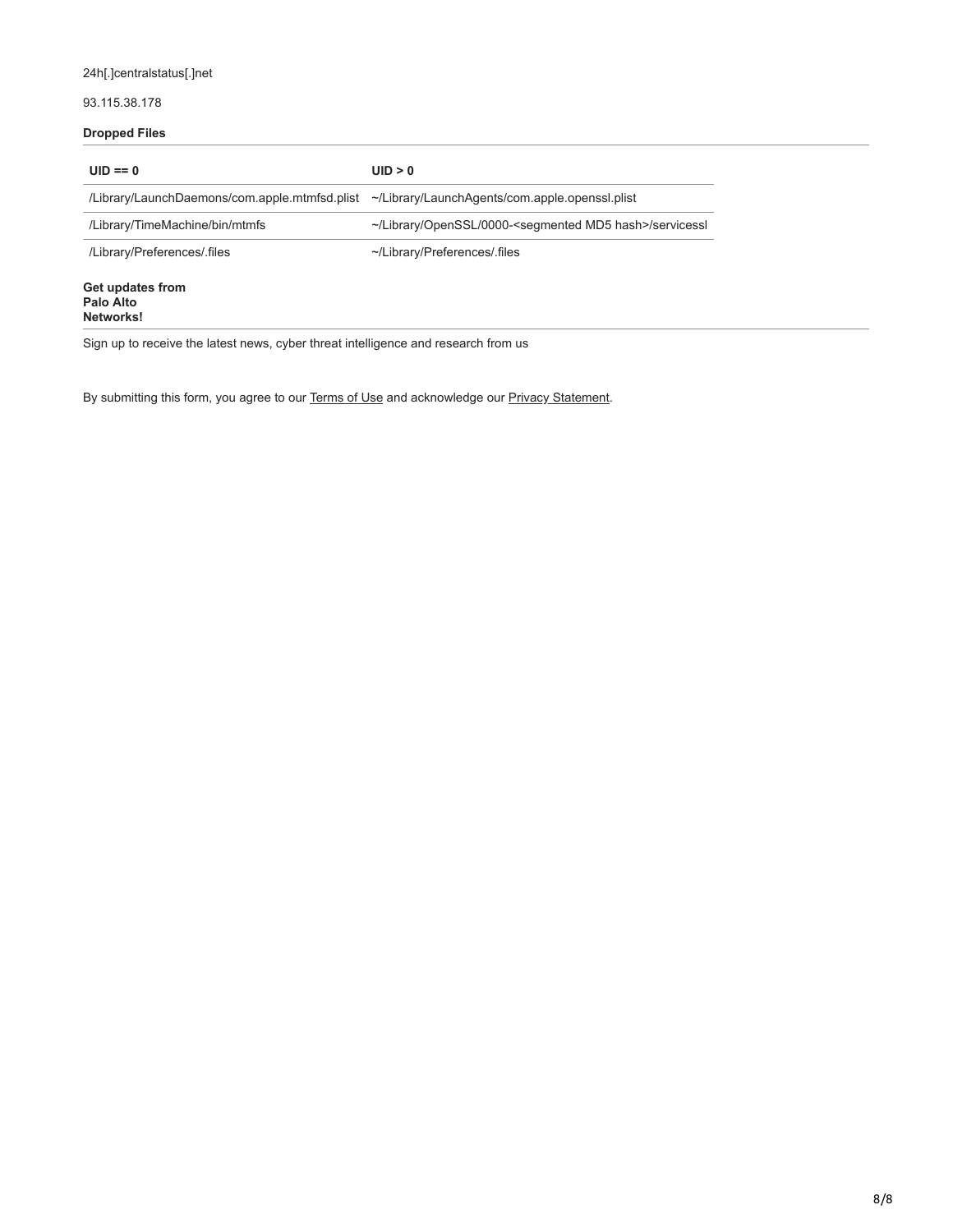24h[.]centralstatus[.]net

93.115.38.178

### Dropped Files

| UID == 0 | UID > 0 |
| --- | --- |
| /Library/LaunchDaemons/com.apple.mtmfsd.plist | ~/Library/LaunchAgents/com.apple.openssl.plist |
| /Library/TimeMachine/bin/mtmfs | ~/Library/OpenSSL/0000-<segmented MD5 hash>/servicessl |
| /Library/Preferences/.files | ~/Library/Preferences/.files |

**Get updates from Palo Alto Networks!**

Sign up to receive the latest news, cyber threat intelligence and research from us

By submitting this form, you agree to our Terms of Use and acknowledge our Privacy Statement.